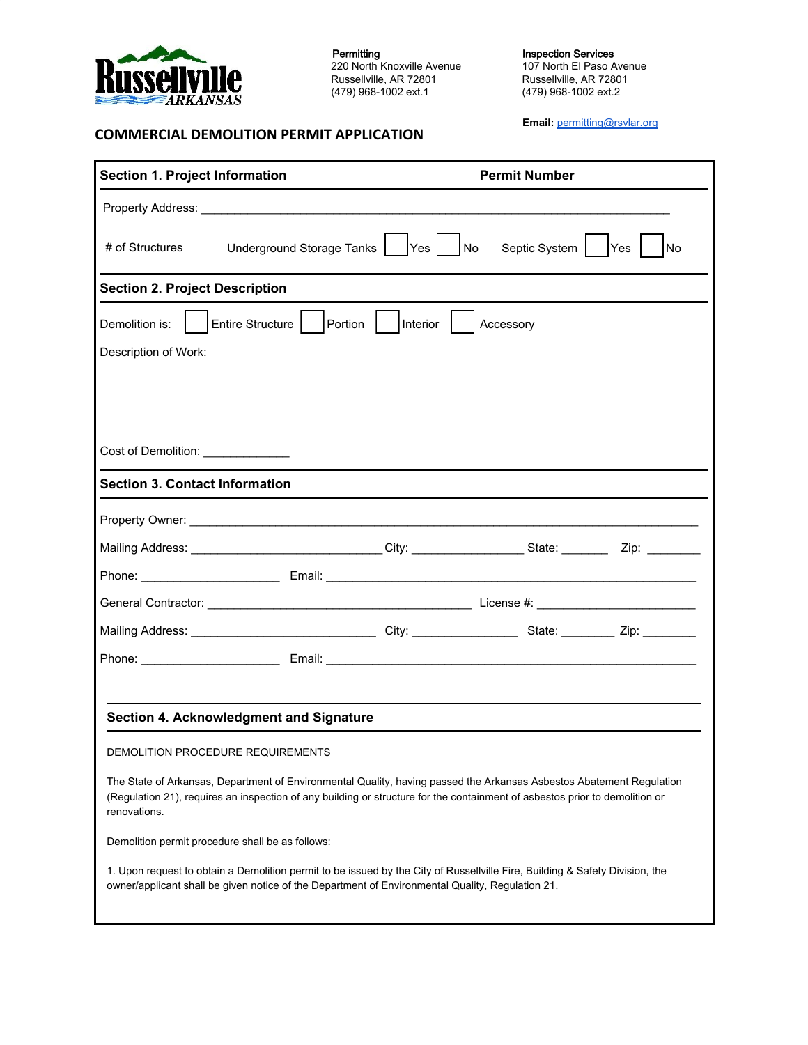Russellville ARKANSAS

**Permitting**
220 North Knoxville Avenue
Russellville, AR 72801
(479) 968-1002 ext.1

**Inspection Services**
107 North El Paso Avenue
Russellville, AR 72801
(479) 968-1002 ext.2

**Email:** permitting@rsvlar.org

# COMMERCIAL DEMOLITION PERMIT APPLICATION

## Section 1. Project Information

**Permit Number**

Property Address: ___________________________________________________________________________

# of Structures Underground Storage Tanks ☐ Yes ☐ No Septic System ☐ Yes ☐ No

## Section 2. Project Description

Demolition is: ☐ Entire Structure ☐ Portion ☐ Interior ☐ Accessory

Description of Work:

Cost of Demolition: _____________

## Section 3. Contact Information

Property Owner: ___________________________________________________________________________

Mailing Address: ____________________________ City: ________________ State: _______ Zip: ________

Phone: _____________________ Email: ____________________________________________________________

General Contractor: _______________________________________ License #: _______________________

Mailing Address: ___________________________ City: _______________ State: ________ Zip: ________

Phone: _____________________ Email: ____________________________________________________________

## Section 4. Acknowledgment and Signature

DEMOLITION PROCEDURE REQUIREMENTS

The State of Arkansas, Department of Environmental Quality, having passed the Arkansas Asbestos Abatement Regulation (Regulation 21), requires an inspection of any building or structure for the containment of asbestos prior to demolition or renovations.

Demolition permit procedure shall be as follows:

1. Upon request to obtain a Demolition permit to be issued by the City of Russellville Fire, Building & Safety Division, the owner/applicant shall be given notice of the Department of Environmental Quality, Regulation 21.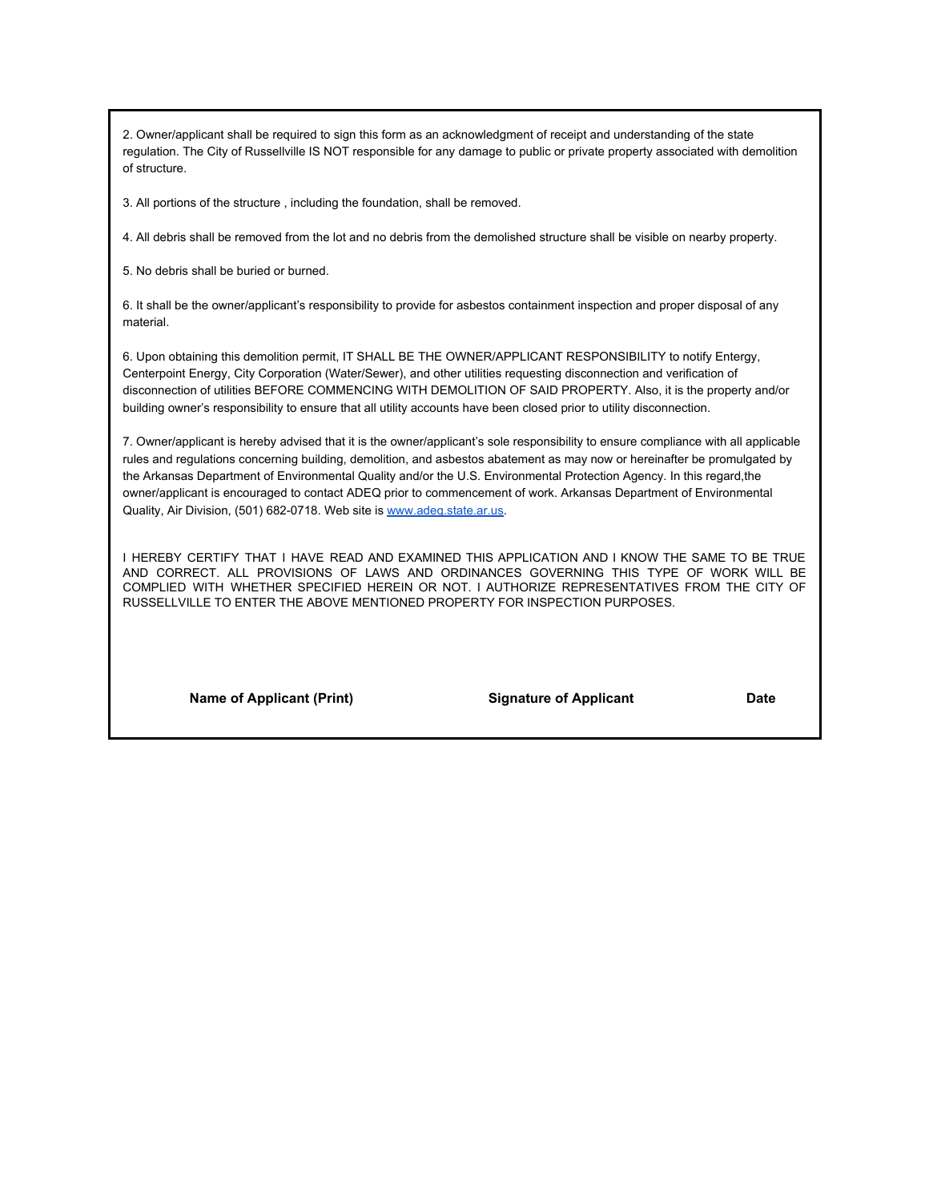2. Owner/applicant shall be required to sign this form as an acknowledgment of receipt and understanding of the state regulation. The City of Russellville IS NOT responsible for any damage to public or private property associated with demolition of structure.

3. All portions of the structure , including the foundation, shall be removed.

4. All debris shall be removed from the lot and no debris from the demolished structure shall be visible on nearby property.

5. No debris shall be buried or burned.

6. It shall be the owner/applicant's responsibility to provide for asbestos containment inspection and proper disposal of any material.

6. Upon obtaining this demolition permit, IT SHALL BE THE OWNER/APPLICANT RESPONSIBILITY to notify Entergy, Centerpoint Energy, City Corporation (Water/Sewer), and other utilities requesting disconnection and verification of disconnection of utilities BEFORE COMMENCING WITH DEMOLITION OF SAID PROPERTY. Also, it is the property and/or building owner's responsibility to ensure that all utility accounts have been closed prior to utility disconnection.

7. Owner/applicant is hereby advised that it is the owner/applicant's sole responsibility to ensure compliance with all applicable rules and regulations concerning building, demolition, and asbestos abatement as may now or hereinafter be promulgated by the Arkansas Department of Environmental Quality and/or the U.S. Environmental Protection Agency. In this regard,the owner/applicant is encouraged to contact ADEQ prior to commencement of work. Arkansas Department of Environmental Quality, Air Division, (501) 682-0718. Web site is www.adeq.state.ar.us.

I HEREBY CERTIFY THAT I HAVE READ AND EXAMINED THIS APPLICATION AND I KNOW THE SAME TO BE TRUE AND CORRECT. ALL PROVISIONS OF LAWS AND ORDINANCES GOVERNING THIS TYPE OF WORK WILL BE COMPLIED WITH WHETHER SPECIFIED HEREIN OR NOT. I AUTHORIZE REPRESENTATIVES FROM THE CITY OF RUSSELLVILLE TO ENTER THE ABOVE MENTIONED PROPERTY FOR INSPECTION PURPOSES.

**Name of Applicant (Print)** **Signature of Applicant** **Date**